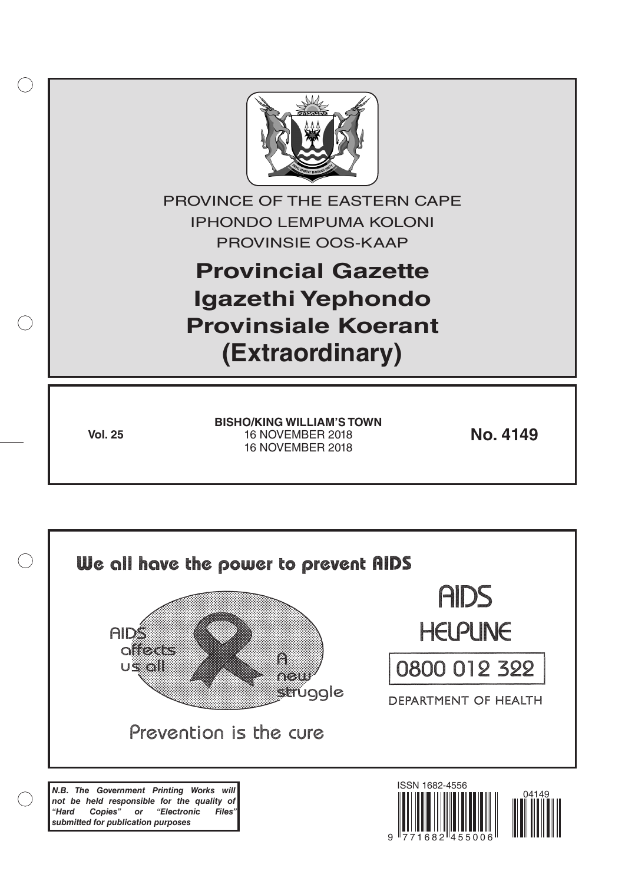PROVINCE OF THE EASTERN CAPE

IPHONDO LEMPUMA KOLONI

PROVINSIE OOS-KAAP

# Provincial Gazette
# Igazethi Yephondo
# Provinsiale Koerant
# (Extraordinary)

**Vol. 25**

**BISHO/KING WILLIAM'S TOWN**
16 NOVEMBER 2018
16 NOVEMBER 2018

**No. 4149**

We all have the power to prevent AIDS

AIDS affects us all

A new struggle

Prevention is the cure

AIDS HELPLINE

0800 012 322

DEPARTMENT OF HEALTH

***N.B. The Government Printing Works will not be held responsible for the quality of "Hard Copies" or "Electronic Files" submitted for publication purposes***

ISSN 1682-4556

9 771682 455006

04149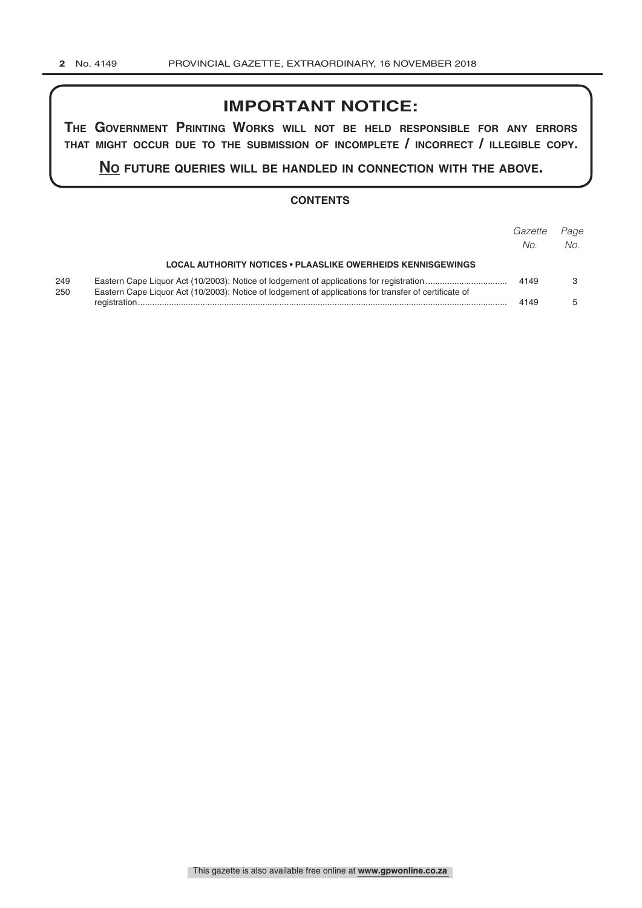## IMPORTANT NOTICE:

**THE GOVERNMENT PRINTING WORKS WILL NOT BE HELD RESPONSIBLE FOR ANY ERRORS THAT MIGHT OCCUR DUE TO THE SUBMISSION OF INCOMPLETE / INCORRECT / ILLEGIBLE COPY.**

**NO FUTURE QUERIES WILL BE HANDLED IN CONNECTION WITH THE ABOVE.**

### CONTENTS

| | | *Gazette No.* | *Page No.* |
|---|---|---|---|
| | **LOCAL AUTHORITY NOTICES • PLAASLIKE OWERHEIDS KENNISGEWINGS** | | |
| 249 | Eastern Cape Liquor Act (10/2003): Notice of lodgement of applications for registration | 4149 | 3 |
| 250 | Eastern Cape Liquor Act (10/2003): Notice of lodgement of applications for transfer of certificate of registration | 4149 | 5 |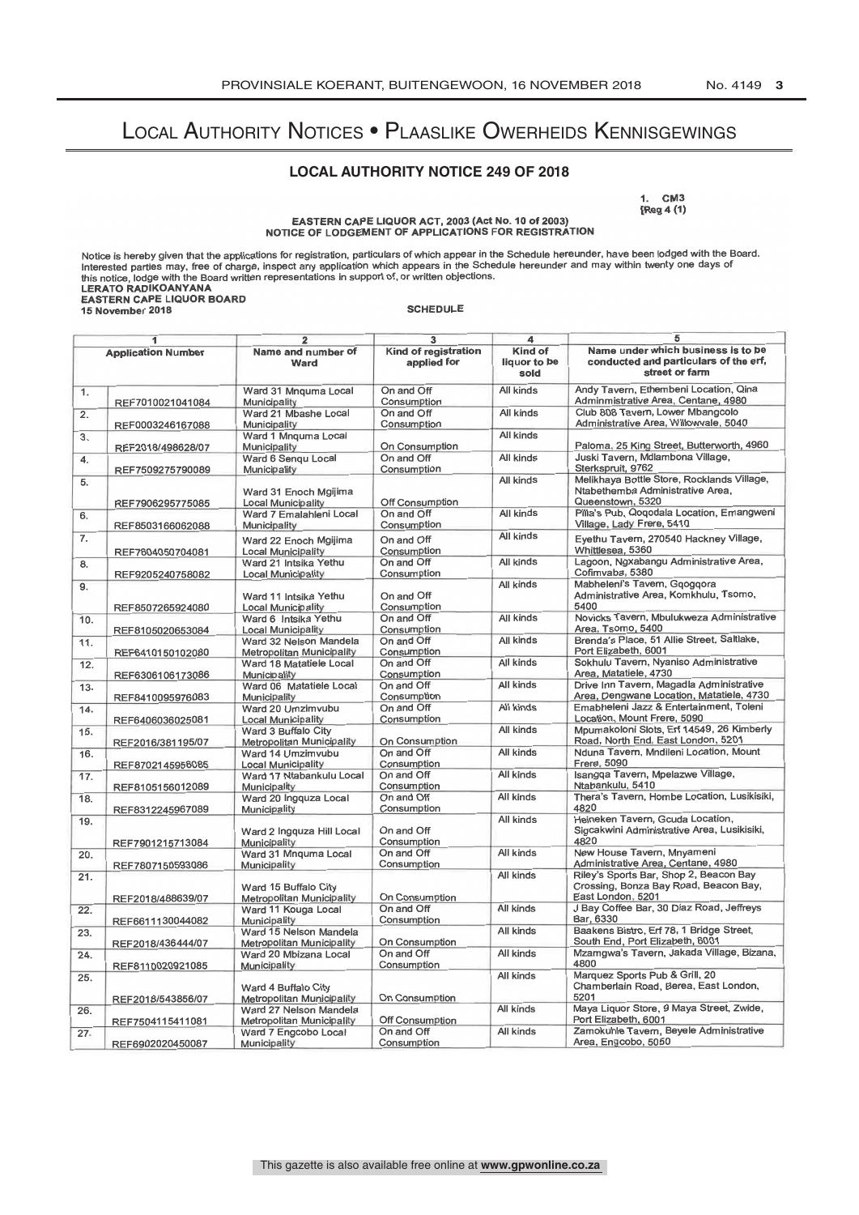# Local Authority Notices • Plaaslike Owerheids Kennisgewings

## LOCAL AUTHORITY NOTICE 249 OF 2018

1. CM3
(Reg 4 (1)

**EASTERN CAPE LIQUOR ACT, 2003 (Act No. 10 of 2003)**
**NOTICE OF LODGEMENT OF APPLICATIONS FOR REGISTRATION**

Notice is hereby given that the applications for registration, particulars of which appear in the Schedule hereunder, have been lodged with the Board. Interested parties may, free of charge, inspect any application which appears in the Schedule hereunder and may within twenty one days of this notice, lodge with the Board written representations in support of, or written objections.

**LERATO RADIKOANYANA**
**EASTERN CAPE LIQUOR BOARD**
**15 November 2018**

**SCHEDULE**

| 1 | | 2 | 3 | 4 | 5 |
|---|---|---|---|---|---|
| Application Number | | Name and number of Ward | Kind of registration applied for | Kind of liquor to be sold | Name under which business is to be conducted and particulars of the erf, street or farm |
| 1. | REF7010021041084 | Ward 31 Mnquma Local Municipality | On and Off Consumption | All kinds | Andy Tavern, Ethembeni Location, Qina Adminmistrative Area, Centane, 4980 |
| 2. | REF0003246167088 | Ward 21 Mbashe Local Municipality | On and Off Consumption | All kinds | Club 808 Tavern, Lower Mbangcolo Administrative Area, Willowvale, 5040 |
| 3. | REF2018/498628/07 | Ward 1 Mnquma Local Municipality | On Consumption | All kinds | Paloma, 25 King Street, Butterworth, 4960 |
| 4. | REF7509275790089 | Ward 6 Senqu Local Municipality | On and Off Consumption | All kinds | Juski Tavern, Mdlambona Village, Sterkspruit, 9762 |
| 5. | REF7906295775085 | Ward 31 Enoch Mgijima Local Municipality | Off Consumption | All kinds | Melikhaya Bottle Store, Rocklands Village, Ntabethemba Administrative Area, Queenstown, 5320 |
| 6. | REF8503166062088 | Ward 7 Emalahleni Local Municipality | On and Off Consumption | All kinds | Pilla's Pub, Qoqodala Location, Emangweni Village, Lady Frere, 5410 |
| 7. | REF7604050704081 | Ward 22 Enoch Mgijima Local Municipality | On and Off Consumption | All kinds | Eyethu Tavern, 270540 Hackney Village, Whittlesea, 5360 |
| 8. | REF9205240758082 | Ward 21 Intsika Yethu Local Municipality | On and Off Consumption | All kinds | Lagoon, Ngxabangu Administrative Area, Cofimvaba, 5380 |
| 9. | REF8507265924080 | Ward 11 Intsika Yethu Local Municipality | On and Off Consumption | All kinds | Mabheleni's Tavern, Gqogqora Administrative Area, Komkhulu, Tsomo, 5400 |
| 10. | REF8105020653084 | Ward 6 Intsika Yethu Local Municipality | On and Off Consumption | All kinds | Novicks Tavern, Mbulukweza Administrative Area, Tsomo, 5400 |
| 11. | REF6410150102080 | Ward 32 Nelson Mandela Metropolitan Municipality | On and Off Consumption | All kinds | Brenda's Place, 51 Allie Street, Saltlake, Port Elizabeth, 6001 |
| 12. | REF6306106173086 | Ward 18 Matatiele Local Municipality | On and Off Consumption | All kinds | Sokhulu Tavern, Nyaniso Administrative Area, Matatiele, 4730 |
| 13. | REF8410095976083 | Ward 06 Matatiele Local Municipality | On and Off Consumption | All kinds | Drive Inn Tavern, Magadla Administrative Area, Dengwane Location, Matatiele, 4730 |
| 14. | REF6406036025081 | Ward 20 Umzimvubu Local Municipality | On and Off Consumption | All kinds | Emabheleni Jazz & Entertainment, Toleni Location, Mount Frere, 5090 |
| 15. | REF2016/381195/07 | Ward 3 Buffalo City Metropolitan Municipality | On Consumption | All kinds | Mpumakoloni Slots, Erf 14549, 26 Kimberly Road, North End, East London, 5201 |
| 16. | REF8702145956085 | Ward 14 Umzimvubu Local Municipality | On and Off Consumption | All kinds | Nduna Tavern, Mndileni Location, Mount Frere, 5090 |
| 17. | REF8105156012089 | Ward 17 Ntabankulu Local Municipality | On and Off Consumption | All kinds | Isangqa Tavern, Mpelazwe Village, Ntabankulu, 5410 |
| 18. | REF8312245967089 | Ward 20 Ingquza Local Municipality | On and Off Consumption | All kinds | Thera's Tavern, Hombe Location, Lusikisiki, 4820 |
| 19. | REF7901215713084 | Ward 2 Ingquza Hill Local Municipality | On and Off Consumption | All kinds | Heineken Tavern, Gcuda Location, Sigcakwini Administrative Area, Lusikisiki, 4820 |
| 20. | REF7807150593086 | Ward 31 Mnquma Local Municipality | On and Off Consumption | All kinds | New House Tavern, Mnyameni Administrative Area, Centane, 4980 |
| 21. | REF2018/488639/07 | Ward 15 Buffalo City Metropolitan Municipality | On Consumption | All kinds | Riley's Sports Bar, Shop 2, Beacon Bay Crossing, Bonza Bay Road, Beacon Bay, East London, 5201 |
| 22. | REF6611130044082 | Ward 11 Kouga Local Municipality | On and Off Consumption | All kinds | J Bay Coffee Bar, 30 Diaz Road, Jeffreys Bar, 6330 |
| 23. | REF2018/436444/07 | Ward 15 Nelson Mandela Metropolitan Municipality | On Consumption | All kinds | Baakens Bistro, Erf 78, 1 Bridge Street, South End, Port Elizabeth, 6001 |
| 24. | REF8110020921085 | Ward 20 Mbizana Local Municipality | On and Off Consumption | All kinds | Mzamgwa's Tavern, Jakada Village, Bizana, 4800 |
| 25. | REF2018/543856/07 | Ward 4 Buffalo City Metropolitan Municipality | On Consumption | All kinds | Marquez Sports Pub & Grill, 20 Chamberlain Road, Berea, East London, 5201 |
| 26. | REF7504115411081 | Ward 27 Nelson Mandela Metropolitan Municipality | Off Consumption | All kinds | Maya Liquor Store, 9 Maya Street, Zwide, Port Elizabeth, 6001 |
| 27. | REF6902020450087 | Ward 7 Engcobo Local Municipality | On and Off Consumption | All kinds | Zamokuhle Tavern, Beyele Administrative Area, Engcobo, 5050 |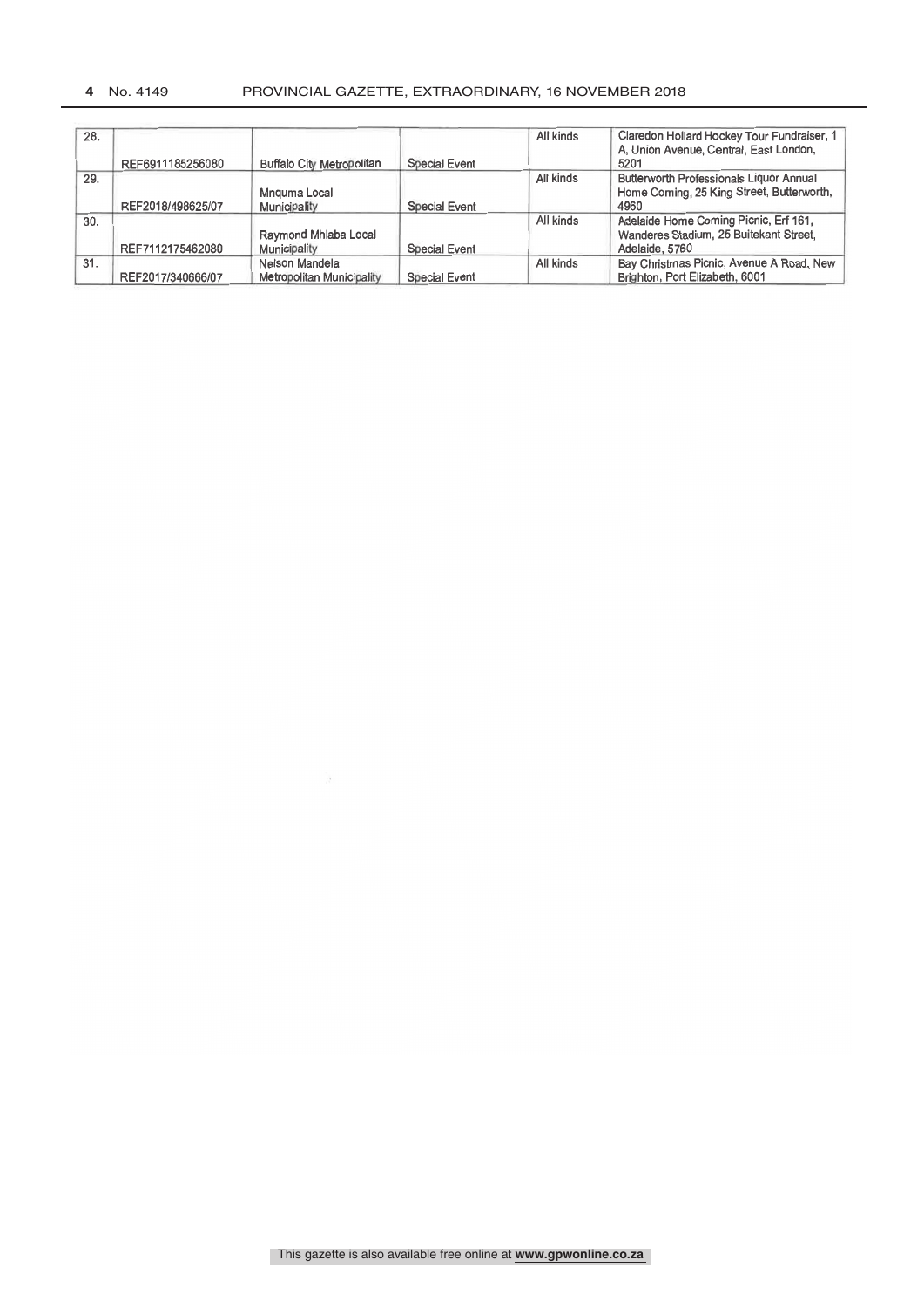| 28. | REF6911185256080 | Buffalo City Metropolitan | Special Event | All kinds | Claredon Hollard Hockey Tour Fundraiser, 1 A, Union Avenue, Central, East London, 5201 |
|---|---|---|---|---|---|
| 29. | REF2018/498625/07 | Mnquma Local Municipality | Special Event | All kinds | Butterworth Professionals Liquor Annual Home Coming, 25 King Street, Butterworth, 4960 |
| 30. | REF7112175462080 | Raymond Mhlaba Local Municipality | Special Event | All kinds | Adelaide Home Coming Picnic, Erf 161, Wanderes Stadium, 25 Buitekant Street, Adelaide, 5760 |
| 31. | REF2017/340666/07 | Nelson Mandela Metropolitan Municipality | Special Event | All kinds | Bay Christmas Picnic, Avenue A Road, New Brighton, Port Elizabeth, 6001 |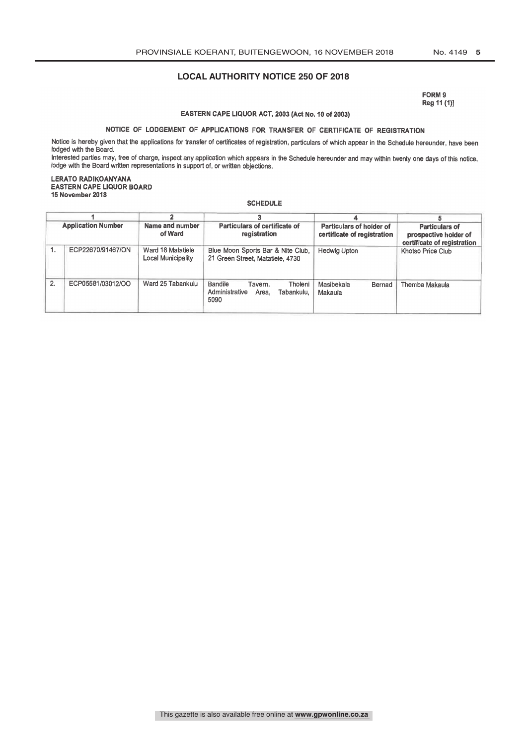## LOCAL AUTHORITY NOTICE 250 OF 2018

FORM 9
Reg 11 (1)]

**EASTERN CAPE LIQUOR ACT, 2003 (Act No. 10 of 2003)**

**NOTICE OF LODGEMENT OF APPLICATIONS FOR TRANSFER OF CERTIFICATE OF REGISTRATION**

Notice is hereby given that the applications for transfer of certificates of registration, particulars of which appear in the Schedule hereunder, have been lodged with the Board.

Interested parties may, free of charge, inspect any application which appears in the Schedule hereunder and may within twenty one days of this notice, lodge with the Board written representations in support of, or written objections.

**LERATO RADIKOANYANA**
**EASTERN CAPE LIQUOR BOARD**
**15 November 2018**

**SCHEDULE**

| 1 | | 2 | 3 | 4 | 5 |
|---|---|---|---|---|---|
| **Application Number** | | **Name and number of Ward** | **Particulars of certificate of registration** | **Particulars of holder of certificate of registration** | **Particulars of prospective holder of certificate of registration** |
| 1. | ECP22670/91467/ON | Ward 18 Matatiele Local Municipality | Blue Moon Sports Bar & Nite Club, 21 Green Street, Matatiele, 4730 | Hedwig Upton | Khotso Price Club |
| 2. | ECP05581/03012/OO | Ward 25 Tabankulu | Bandile Tavern, Tholeni Administrative Area, Tabankulu, 5090 | Masibekala Bernad Makaula | Themba Makaula |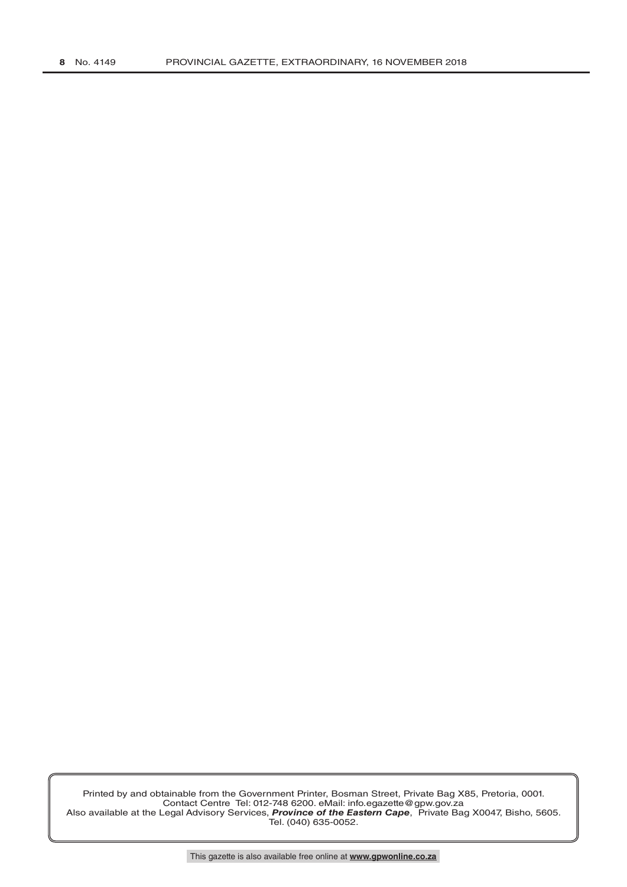Printed by and obtainable from the Government Printer, Bosman Street, Private Bag X85, Pretoria, 0001.
Contact Centre Tel: 012-748 6200. eMail: info.egazette@gpw.gov.za
Also available at the Legal Advisory Services, ***Province of the Eastern Cape***, Private Bag X0047, Bisho, 5605.
Tel. (040) 635-0052.

This gazette is also available free online at **www.gpwonline.co.za**